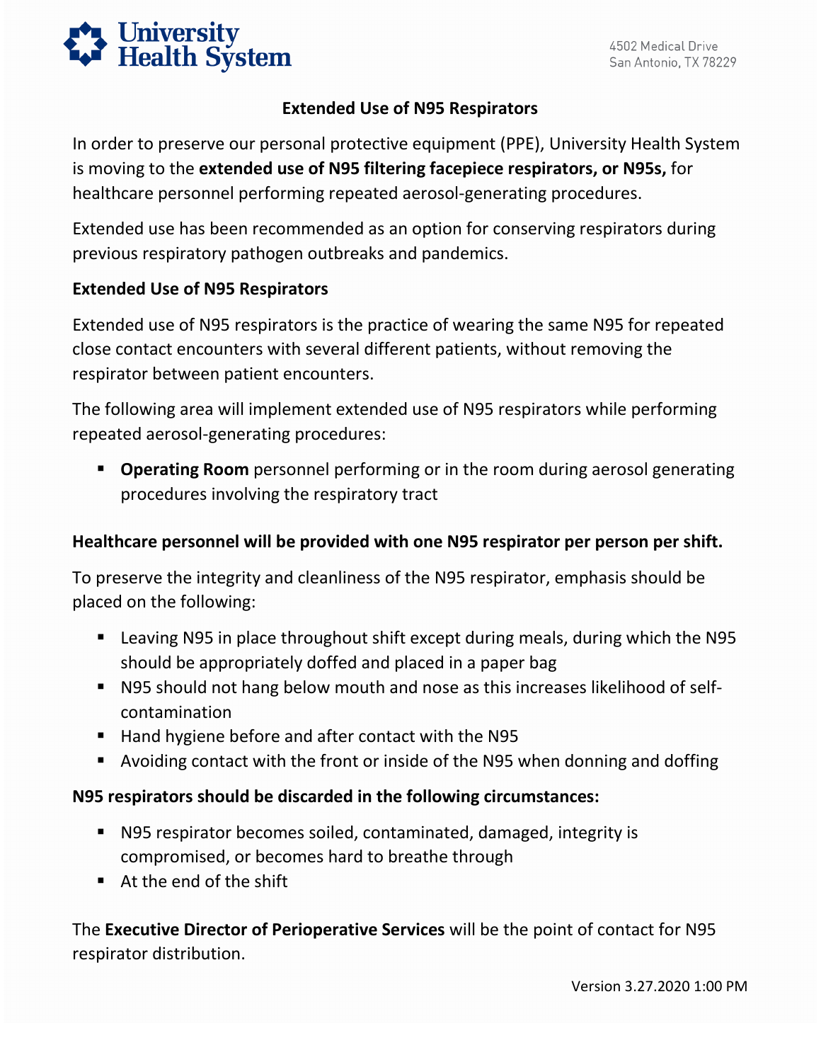University Health System

4502 Medical Drive
San Antonio, TX 78229

# Extended Use of N95 Respirators

In order to preserve our personal protective equipment (PPE), University Health System is moving to the **extended use of N95 filtering facepiece respirators, or N95s,** for healthcare personnel performing repeated aerosol-generating procedures.

Extended use has been recommended as an option for conserving respirators during previous respiratory pathogen outbreaks and pandemics.

## Extended Use of N95 Respirators

Extended use of N95 respirators is the practice of wearing the same N95 for repeated close contact encounters with several different patients, without removing the respirator between patient encounters.

The following area will implement extended use of N95 respirators while performing repeated aerosol-generating procedures:

- **Operating Room** personnel performing or in the room during aerosol generating procedures involving the respiratory tract

**Healthcare personnel will be provided with one N95 respirator per person per shift.**

To preserve the integrity and cleanliness of the N95 respirator, emphasis should be placed on the following:

- Leaving N95 in place throughout shift except during meals, during which the N95 should be appropriately doffed and placed in a paper bag
- N95 should not hang below mouth and nose as this increases likelihood of self-contamination
- Hand hygiene before and after contact with the N95
- Avoiding contact with the front or inside of the N95 when donning and doffing

**N95 respirators should be discarded in the following circumstances:**

- N95 respirator becomes soiled, contaminated, damaged, integrity is compromised, or becomes hard to breathe through
- At the end of the shift

The **Executive Director of Perioperative Services** will be the point of contact for N95 respirator distribution.

Version 3.27.2020 1:00 PM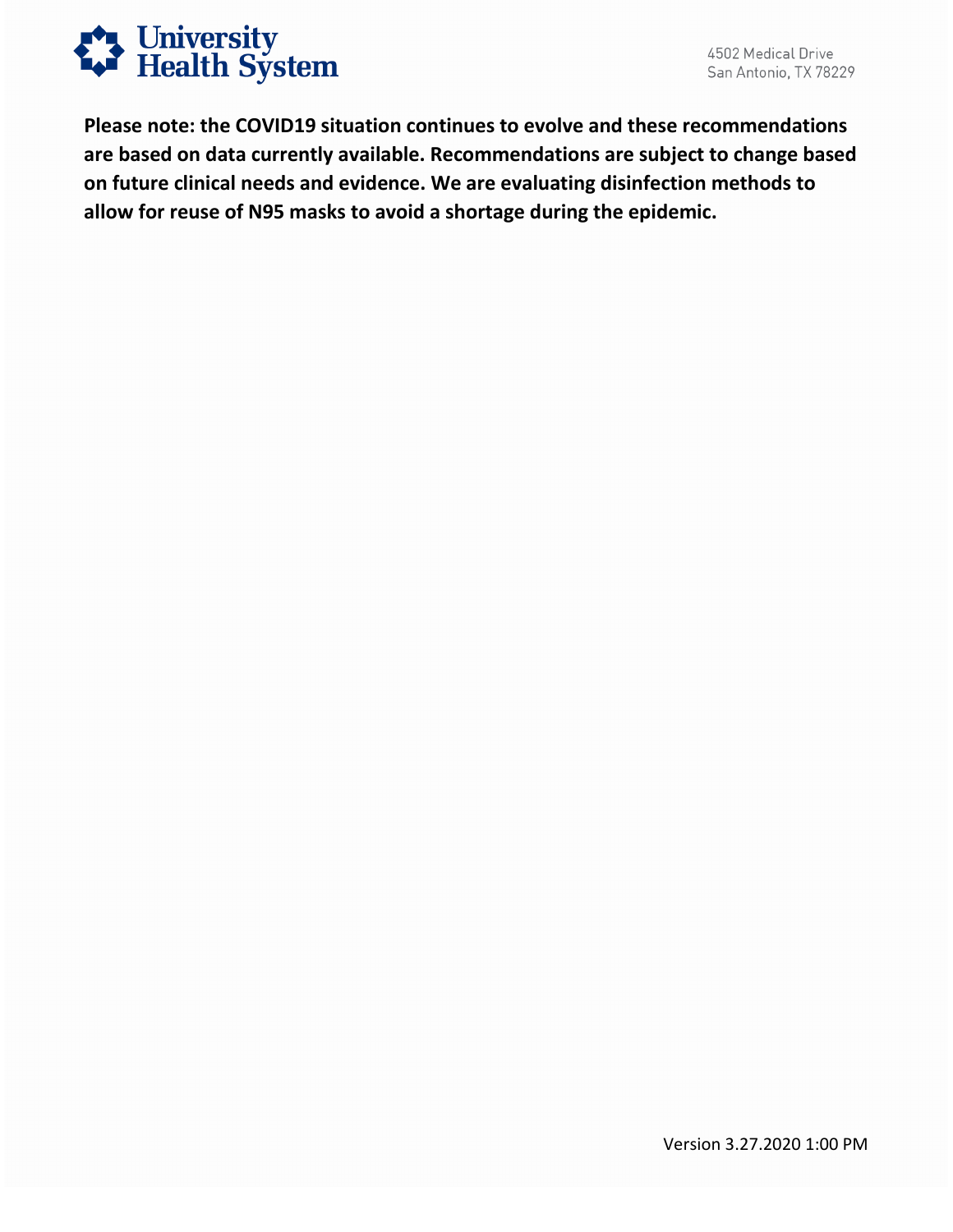**Please note: the COVID19 situation continues to evolve and these recommendations are based on data currently available. Recommendations are subject to change based on future clinical needs and evidence. We are evaluating disinfection methods to allow for reuse of N95 masks to avoid a shortage during the epidemic.**

Version 3.27.2020 1:00 PM